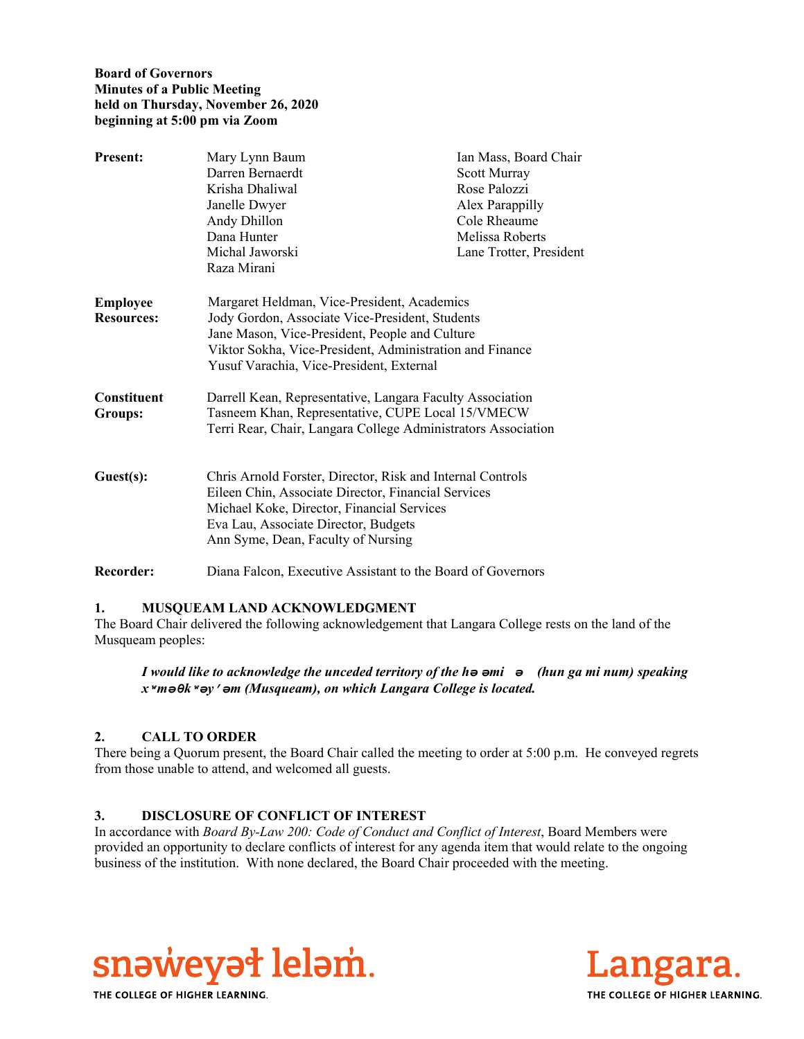**Board of Governors**
**Minutes of a Public Meeting**
**held on Thursday, November 26, 2020**
**beginning at 5:00 pm via Zoom**

| | | |
|---|---|---|
| **Present:** | Mary Lynn Baum | Ian Mass, Board Chair |
| | Darren Bernaerdt | Scott Murray |
| | Krisha Dhaliwal | Rose Palozzi |
| | Janelle Dwyer | Alex Parappilly |
| | Andy Dhillon | Cole Rheaume |
| | Dana Hunter | Melissa Roberts |
| | Michal Jaworski | Lane Trotter, President |
| | Raza Mirani | |

**Employee Resources:**
Margaret Heldman, Vice-President, Academics
Jody Gordon, Associate Vice-President, Students
Jane Mason, Vice-President, People and Culture
Viktor Sokha, Vice-President, Administration and Finance
Yusuf Varachia, Vice-President, External

**Constituent Groups:**
Darrell Kean, Representative, Langara Faculty Association
Tasneem Khan, Representative, CUPE Local 15/VMECW
Terri Rear, Chair, Langara College Administrators Association

**Guest(s):**
Chris Arnold Forster, Director, Risk and Internal Controls
Eileen Chin, Associate Director, Financial Services
Michael Koke, Director, Financial Services
Eva Lau, Associate Director, Budgets
Ann Syme, Dean, Faculty of Nursing

**Recorder:** Diana Falcon, Executive Assistant to the Board of Governors

## 1. MUSQUEAM LAND ACKNOWLEDGMENT

The Board Chair delivered the following acknowledgement that Langara College rests on the land of the Musqueam peoples:

> ***I would like to acknowledge the unceded territory of the hə əmi ə (hun ga mi num) speaking xʷməθkʷəy̓əm (Musqueam), on which Langara College is located.***

## 2. CALL TO ORDER

There being a Quorum present, the Board Chair called the meeting to order at 5:00 p.m. He conveyed regrets from those unable to attend, and welcomed all guests.

## 3. DISCLOSURE OF CONFLICT OF INTEREST

In accordance with *Board By-Law 200: Code of Conduct and Conflict of Interest*, Board Members were provided an opportunity to declare conflicts of interest for any agenda item that would relate to the ongoing business of the institution. With none declared, the Board Chair proceeded with the meeting.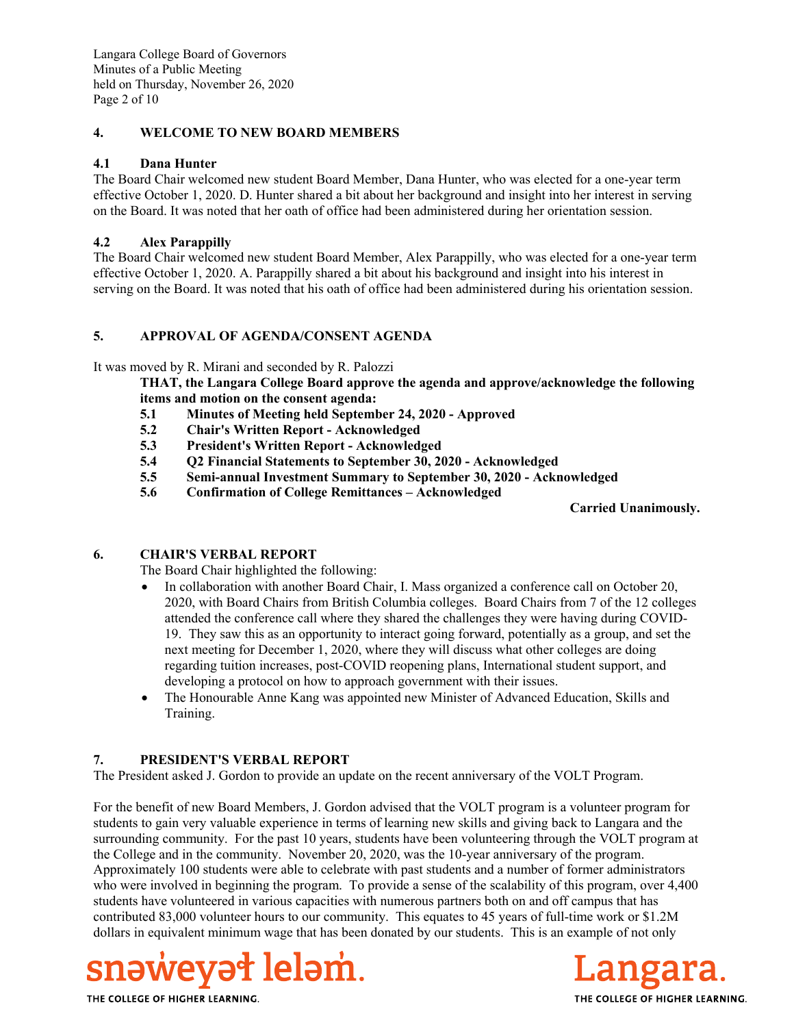## 4. WELCOME TO NEW BOARD MEMBERS

### 4.1 Dana Hunter

The Board Chair welcomed new student Board Member, Dana Hunter, who was elected for a one-year term effective October 1, 2020. D. Hunter shared a bit about her background and insight into her interest in serving on the Board. It was noted that her oath of office had been administered during her orientation session.

### 4.2 Alex Parappilly

The Board Chair welcomed new student Board Member, Alex Parappilly, who was elected for a one-year term effective October 1, 2020. A. Parappilly shared a bit about his background and insight into his interest in serving on the Board. It was noted that his oath of office had been administered during his orientation session.

## 5. APPROVAL OF AGENDA/CONSENT AGENDA

It was moved by R. Mirani and seconded by R. Palozzi

> **THAT, the Langara College Board approve the agenda and approve/acknowledge the following items and motion on the consent agenda:**
>
> **5.1 Minutes of Meeting held September 24, 2020 - Approved**
> **5.2 Chair's Written Report - Acknowledged**
> **5.3 President's Written Report - Acknowledged**
> **5.4 Q2 Financial Statements to September 30, 2020 - Acknowledged**
> **5.5 Semi-annual Investment Summary to September 30, 2020 - Acknowledged**
> **5.6 Confirmation of College Remittances – Acknowledged**

**Carried Unanimously.**

## 6. CHAIR'S VERBAL REPORT

The Board Chair highlighted the following:

- In collaboration with another Board Chair, I. Mass organized a conference call on October 20, 2020, with Board Chairs from British Columbia colleges. Board Chairs from 7 of the 12 colleges attended the conference call where they shared the challenges they were having during COVID-19. They saw this as an opportunity to interact going forward, potentially as a group, and set the next meeting for December 1, 2020, where they will discuss what other colleges are doing regarding tuition increases, post-COVID reopening plans, International student support, and developing a protocol on how to approach government with their issues.
- The Honourable Anne Kang was appointed new Minister of Advanced Education, Skills and Training.

## 7. PRESIDENT'S VERBAL REPORT

The President asked J. Gordon to provide an update on the recent anniversary of the VOLT Program.

For the benefit of new Board Members, J. Gordon advised that the VOLT program is a volunteer program for students to gain very valuable experience in terms of learning new skills and giving back to Langara and the surrounding community. For the past 10 years, students have been volunteering through the VOLT program at the College and in the community. November 20, 2020, was the 10-year anniversary of the program. Approximately 100 students were able to celebrate with past students and a number of former administrators who were involved in beginning the program. To provide a sense of the scalability of this program, over 4,400 students have volunteered in various capacities with numerous partners both on and off campus that has contributed 83,000 volunteer hours to our community. This equates to 45 years of full-time work or $1.2M dollars in equivalent minimum wage that has been donated by our students. This is an example of not only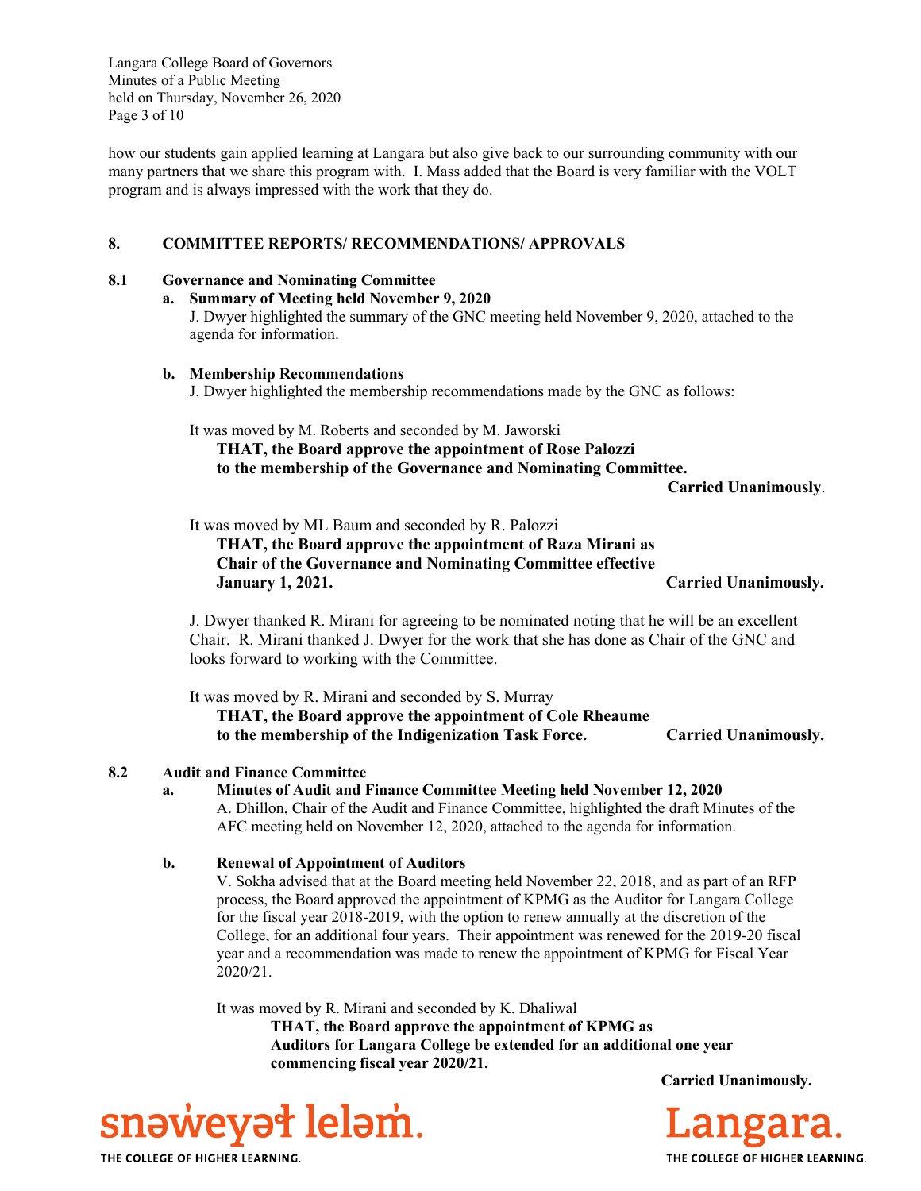how our students gain applied learning at Langara but also give back to our surrounding community with our many partners that we share this program with. I. Mass added that the Board is very familiar with the VOLT program and is always impressed with the work that they do.

## 8. COMMITTEE REPORTS/ RECOMMENDATIONS/ APPROVALS

### 8.1 Governance and Nominating Committee

**a. Summary of Meeting held November 9, 2020**

J. Dwyer highlighted the summary of the GNC meeting held November 9, 2020, attached to the agenda for information.

**b. Membership Recommendations**

J. Dwyer highlighted the membership recommendations made by the GNC as follows:

It was moved by M. Roberts and seconded by M. Jaworski

**THAT, the Board approve the appointment of Rose Palozzi to the membership of the Governance and Nominating Committee.**

**Carried Unanimously**.

It was moved by ML Baum and seconded by R. Palozzi

**THAT, the Board approve the appointment of Raza Mirani as Chair of the Governance and Nominating Committee effective January 1, 2021.**

**Carried Unanimously.**

J. Dwyer thanked R. Mirani for agreeing to be nominated noting that he will be an excellent Chair. R. Mirani thanked J. Dwyer for the work that she has done as Chair of the GNC and looks forward to working with the Committee.

It was moved by R. Mirani and seconded by S. Murray

**THAT, the Board approve the appointment of Cole Rheaume to the membership of the Indigenization Task Force.**

**Carried Unanimously.**

### 8.2 Audit and Finance Committee

**a. Minutes of Audit and Finance Committee Meeting held November 12, 2020**

A. Dhillon, Chair of the Audit and Finance Committee, highlighted the draft Minutes of the AFC meeting held on November 12, 2020, attached to the agenda for information.

**b. Renewal of Appointment of Auditors**

V. Sokha advised that at the Board meeting held November 22, 2018, and as part of an RFP process, the Board approved the appointment of KPMG as the Auditor for Langara College for the fiscal year 2018-2019, with the option to renew annually at the discretion of the College, for an additional four years. Their appointment was renewed for the 2019-20 fiscal year and a recommendation was made to renew the appointment of KPMG for Fiscal Year 2020/21.

It was moved by R. Mirani and seconded by K. Dhaliwal

**THAT, the Board approve the appointment of KPMG as Auditors for Langara College be extended for an additional one year commencing fiscal year 2020/21.**

**Carried Unanimously.**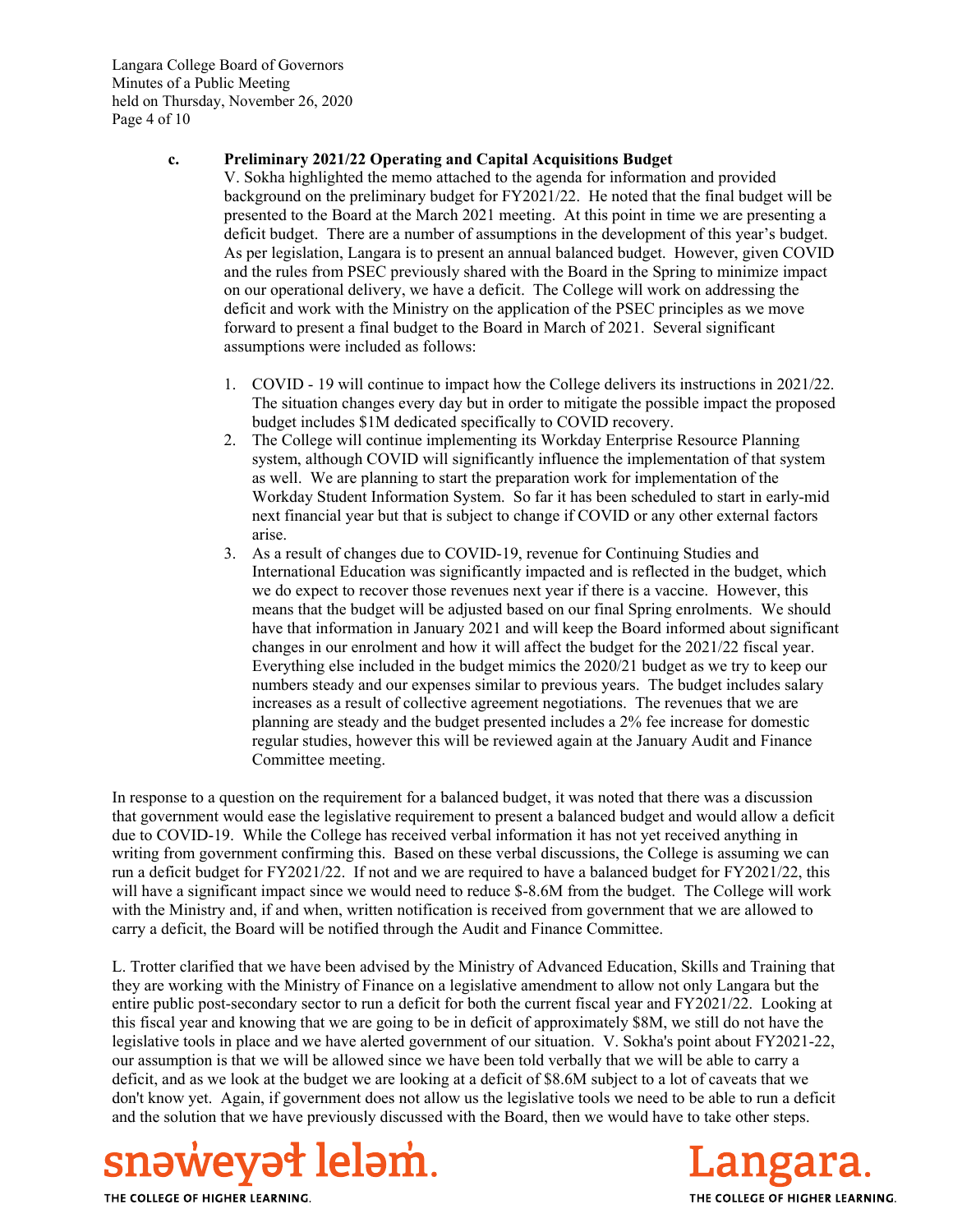**c. Preliminary 2021/22 Operating and Capital Acquisitions Budget**

V. Sokha highlighted the memo attached to the agenda for information and provided background on the preliminary budget for FY2021/22. He noted that the final budget will be presented to the Board at the March 2021 meeting. At this point in time we are presenting a deficit budget. There are a number of assumptions in the development of this year's budget. As per legislation, Langara is to present an annual balanced budget. However, given COVID and the rules from PSEC previously shared with the Board in the Spring to minimize impact on our operational delivery, we have a deficit. The College will work on addressing the deficit and work with the Ministry on the application of the PSEC principles as we move forward to present a final budget to the Board in March of 2021. Several significant assumptions were included as follows:

1. COVID - 19 will continue to impact how the College delivers its instructions in 2021/22. The situation changes every day but in order to mitigate the possible impact the proposed budget includes $1M dedicated specifically to COVID recovery.
2. The College will continue implementing its Workday Enterprise Resource Planning system, although COVID will significantly influence the implementation of that system as well. We are planning to start the preparation work for implementation of the Workday Student Information System. So far it has been scheduled to start in early-mid next financial year but that is subject to change if COVID or any other external factors arise.
3. As a result of changes due to COVID-19, revenue for Continuing Studies and International Education was significantly impacted and is reflected in the budget, which we do expect to recover those revenues next year if there is a vaccine. However, this means that the budget will be adjusted based on our final Spring enrolments. We should have that information in January 2021 and will keep the Board informed about significant changes in our enrolment and how it will affect the budget for the 2021/22 fiscal year. Everything else included in the budget mimics the 2020/21 budget as we try to keep our numbers steady and our expenses similar to previous years. The budget includes salary increases as a result of collective agreement negotiations. The revenues that we are planning are steady and the budget presented includes a 2% fee increase for domestic regular studies, however this will be reviewed again at the January Audit and Finance Committee meeting.

In response to a question on the requirement for a balanced budget, it was noted that there was a discussion that government would ease the legislative requirement to present a balanced budget and would allow a deficit due to COVID-19. While the College has received verbal information it has not yet received anything in writing from government confirming this. Based on these verbal discussions, the College is assuming we can run a deficit budget for FY2021/22. If not and we are required to have a balanced budget for FY2021/22, this will have a significant impact since we would need to reduce $-8.6M from the budget. The College will work with the Ministry and, if and when, written notification is received from government that we are allowed to carry a deficit, the Board will be notified through the Audit and Finance Committee.

L. Trotter clarified that we have been advised by the Ministry of Advanced Education, Skills and Training that they are working with the Ministry of Finance on a legislative amendment to allow not only Langara but the entire public post-secondary sector to run a deficit for both the current fiscal year and FY2021/22. Looking at this fiscal year and knowing that we are going to be in deficit of approximately $8M, we still do not have the legislative tools in place and we have alerted government of our situation. V. Sokha's point about FY2021-22, our assumption is that we will be allowed since we have been told verbally that we will be able to carry a deficit, and as we look at the budget we are looking at a deficit of $8.6M subject to a lot of caveats that we don't know yet. Again, if government does not allow us the legislative tools we need to be able to run a deficit and the solution that we have previously discussed with the Board, then we would have to take other steps.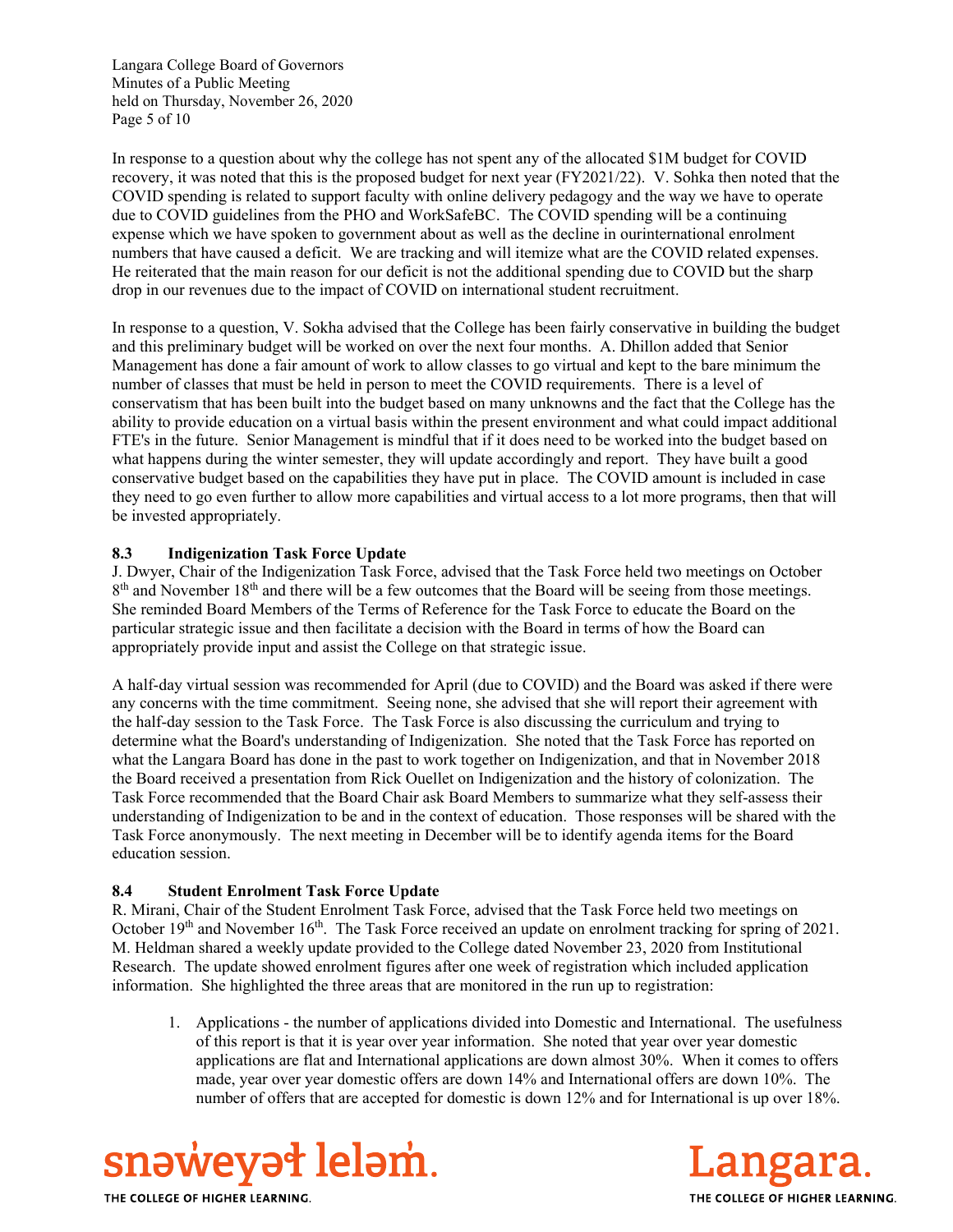In response to a question about why the college has not spent any of the allocated $1M budget for COVID recovery, it was noted that this is the proposed budget for next year (FY2021/22). V. Sohka then noted that the COVID spending is related to support faculty with online delivery pedagogy and the way we have to operate due to COVID guidelines from the PHO and WorkSafeBC. The COVID spending will be a continuing expense which we have spoken to government about as well as the decline in ourinternational enrolment numbers that have caused a deficit. We are tracking and will itemize what are the COVID related expenses. He reiterated that the main reason for our deficit is not the additional spending due to COVID but the sharp drop in our revenues due to the impact of COVID on international student recruitment.

In response to a question, V. Sokha advised that the College has been fairly conservative in building the budget and this preliminary budget will be worked on over the next four months. A. Dhillon added that Senior Management has done a fair amount of work to allow classes to go virtual and kept to the bare minimum the number of classes that must be held in person to meet the COVID requirements. There is a level of conservatism that has been built into the budget based on many unknowns and the fact that the College has the ability to provide education on a virtual basis within the present environment and what could impact additional FTE's in the future. Senior Management is mindful that if it does need to be worked into the budget based on what happens during the winter semester, they will update accordingly and report. They have built a good conservative budget based on the capabilities they have put in place. The COVID amount is included in case they need to go even further to allow more capabilities and virtual access to a lot more programs, then that will be invested appropriately.

### 8.3 Indigenization Task Force Update

J. Dwyer, Chair of the Indigenization Task Force, advised that the Task Force held two meetings on October 8th and November 18th and there will be a few outcomes that the Board will be seeing from those meetings. She reminded Board Members of the Terms of Reference for the Task Force to educate the Board on the particular strategic issue and then facilitate a decision with the Board in terms of how the Board can appropriately provide input and assist the College on that strategic issue.

A half-day virtual session was recommended for April (due to COVID) and the Board was asked if there were any concerns with the time commitment. Seeing none, she advised that she will report their agreement with the half-day session to the Task Force. The Task Force is also discussing the curriculum and trying to determine what the Board's understanding of Indigenization. She noted that the Task Force has reported on what the Langara Board has done in the past to work together on Indigenization, and that in November 2018 the Board received a presentation from Rick Ouellet on Indigenization and the history of colonization. The Task Force recommended that the Board Chair ask Board Members to summarize what they self-assess their understanding of Indigenization to be and in the context of education. Those responses will be shared with the Task Force anonymously. The next meeting in December will be to identify agenda items for the Board education session.

### 8.4 Student Enrolment Task Force Update

R. Mirani, Chair of the Student Enrolment Task Force, advised that the Task Force held two meetings on October 19th and November 16th. The Task Force received an update on enrolment tracking for spring of 2021. M. Heldman shared a weekly update provided to the College dated November 23, 2020 from Institutional Research. The update showed enrolment figures after one week of registration which included application information. She highlighted the three areas that are monitored in the run up to registration:

1. Applications - the number of applications divided into Domestic and International. The usefulness of this report is that it is year over year information. She noted that year over year domestic applications are flat and International applications are down almost 30%. When it comes to offers made, year over year domestic offers are down 14% and International offers are down 10%. The number of offers that are accepted for domestic is down 12% and for International is up over 18%.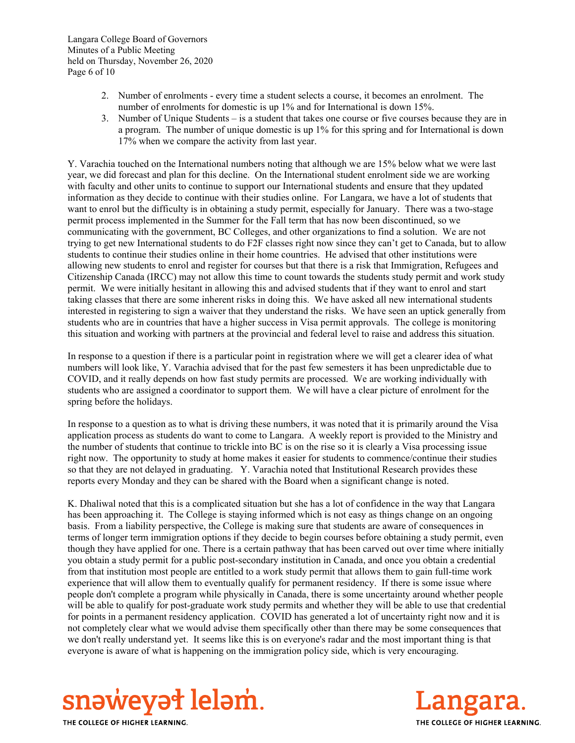2. Number of enrolments - every time a student selects a course, it becomes an enrolment. The number of enrolments for domestic is up 1% and for International is down 15%.
3. Number of Unique Students – is a student that takes one course or five courses because they are in a program. The number of unique domestic is up 1% for this spring and for International is down 17% when we compare the activity from last year.

Y. Varachia touched on the International numbers noting that although we are 15% below what we were last year, we did forecast and plan for this decline. On the International student enrolment side we are working with faculty and other units to continue to support our International students and ensure that they updated information as they decide to continue with their studies online. For Langara, we have a lot of students that want to enrol but the difficulty is in obtaining a study permit, especially for January. There was a two-stage permit process implemented in the Summer for the Fall term that has now been discontinued, so we communicating with the government, BC Colleges, and other organizations to find a solution. We are not trying to get new International students to do F2F classes right now since they can't get to Canada, but to allow students to continue their studies online in their home countries. He advised that other institutions were allowing new students to enrol and register for courses but that there is a risk that Immigration, Refugees and Citizenship Canada (IRCC) may not allow this time to count towards the students study permit and work study permit. We were initially hesitant in allowing this and advised students that if they want to enrol and start taking classes that there are some inherent risks in doing this. We have asked all new international students interested in registering to sign a waiver that they understand the risks. We have seen an uptick generally from students who are in countries that have a higher success in Visa permit approvals. The college is monitoring this situation and working with partners at the provincial and federal level to raise and address this situation.

In response to a question if there is a particular point in registration where we will get a clearer idea of what numbers will look like, Y. Varachia advised that for the past few semesters it has been unpredictable due to COVID, and it really depends on how fast study permits are processed. We are working individually with students who are assigned a coordinator to support them. We will have a clear picture of enrolment for the spring before the holidays.

In response to a question as to what is driving these numbers, it was noted that it is primarily around the Visa application process as students do want to come to Langara. A weekly report is provided to the Ministry and the number of students that continue to trickle into BC is on the rise so it is clearly a Visa processing issue right now. The opportunity to study at home makes it easier for students to commence/continue their studies so that they are not delayed in graduating. Y. Varachia noted that Institutional Research provides these reports every Monday and they can be shared with the Board when a significant change is noted.

K. Dhaliwal noted that this is a complicated situation but she has a lot of confidence in the way that Langara has been approaching it. The College is staying informed which is not easy as things change on an ongoing basis. From a liability perspective, the College is making sure that students are aware of consequences in terms of longer term immigration options if they decide to begin courses before obtaining a study permit, even though they have applied for one. There is a certain pathway that has been carved out over time where initially you obtain a study permit for a public post-secondary institution in Canada, and once you obtain a credential from that institution most people are entitled to a work study permit that allows them to gain full-time work experience that will allow them to eventually qualify for permanent residency. If there is some issue where people don't complete a program while physically in Canada, there is some uncertainty around whether people will be able to qualify for post-graduate work study permits and whether they will be able to use that credential for points in a permanent residency application. COVID has generated a lot of uncertainty right now and it is not completely clear what we would advise them specifically other than there may be some consequences that we don't really understand yet. It seems like this is on everyone's radar and the most important thing is that everyone is aware of what is happening on the immigration policy side, which is very encouraging.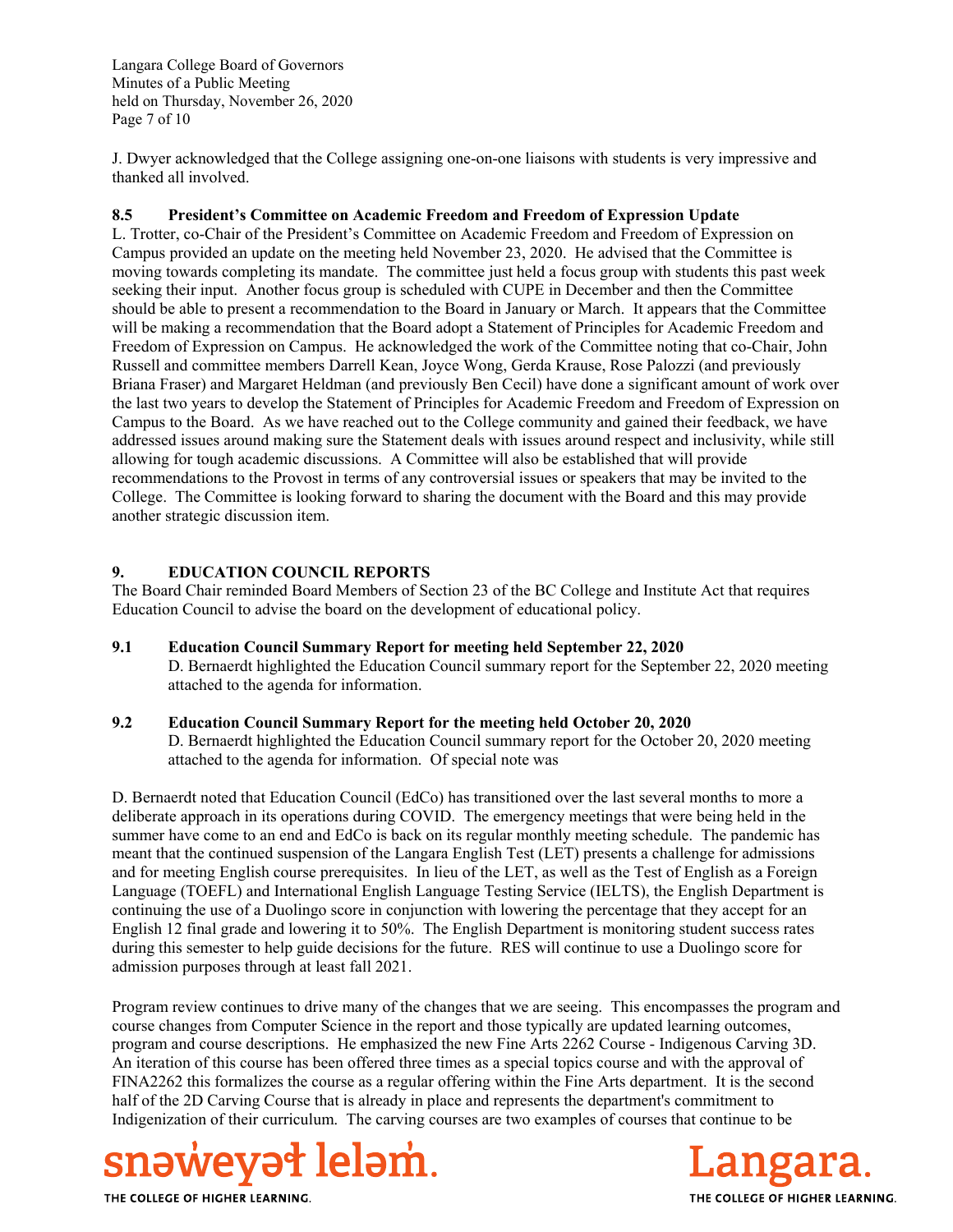J. Dwyer acknowledged that the College assigning one-on-one liaisons with students is very impressive and thanked all involved.

### 8.5 President's Committee on Academic Freedom and Freedom of Expression Update

L. Trotter, co-Chair of the President's Committee on Academic Freedom and Freedom of Expression on Campus provided an update on the meeting held November 23, 2020. He advised that the Committee is moving towards completing its mandate. The committee just held a focus group with students this past week seeking their input. Another focus group is scheduled with CUPE in December and then the Committee should be able to present a recommendation to the Board in January or March. It appears that the Committee will be making a recommendation that the Board adopt a Statement of Principles for Academic Freedom and Freedom of Expression on Campus. He acknowledged the work of the Committee noting that co-Chair, John Russell and committee members Darrell Kean, Joyce Wong, Gerda Krause, Rose Palozzi (and previously Briana Fraser) and Margaret Heldman (and previously Ben Cecil) have done a significant amount of work over the last two years to develop the Statement of Principles for Academic Freedom and Freedom of Expression on Campus to the Board. As we have reached out to the College community and gained their feedback, we have addressed issues around making sure the Statement deals with issues around respect and inclusivity, while still allowing for tough academic discussions. A Committee will also be established that will provide recommendations to the Provost in terms of any controversial issues or speakers that may be invited to the College. The Committee is looking forward to sharing the document with the Board and this may provide another strategic discussion item.

## 9. EDUCATION COUNCIL REPORTS

The Board Chair reminded Board Members of Section 23 of the BC College and Institute Act that requires Education Council to advise the board on the development of educational policy.

### 9.1 Education Council Summary Report for meeting held September 22, 2020

D. Bernaerdt highlighted the Education Council summary report for the September 22, 2020 meeting attached to the agenda for information.

### 9.2 Education Council Summary Report for the meeting held October 20, 2020

D. Bernaerdt highlighted the Education Council summary report for the October 20, 2020 meeting attached to the agenda for information. Of special note was

D. Bernaerdt noted that Education Council (EdCo) has transitioned over the last several months to more a deliberate approach in its operations during COVID. The emergency meetings that were being held in the summer have come to an end and EdCo is back on its regular monthly meeting schedule. The pandemic has meant that the continued suspension of the Langara English Test (LET) presents a challenge for admissions and for meeting English course prerequisites. In lieu of the LET, as well as the Test of English as a Foreign Language (TOEFL) and International English Language Testing Service (IELTS), the English Department is continuing the use of a Duolingo score in conjunction with lowering the percentage that they accept for an English 12 final grade and lowering it to 50%. The English Department is monitoring student success rates during this semester to help guide decisions for the future. RES will continue to use a Duolingo score for admission purposes through at least fall 2021.

Program review continues to drive many of the changes that we are seeing. This encompasses the program and course changes from Computer Science in the report and those typically are updated learning outcomes, program and course descriptions. He emphasized the new Fine Arts 2262 Course - Indigenous Carving 3D. An iteration of this course has been offered three times as a special topics course and with the approval of FINA2262 this formalizes the course as a regular offering within the Fine Arts department. It is the second half of the 2D Carving Course that is already in place and represents the department's commitment to Indigenization of their curriculum. The carving courses are two examples of courses that continue to be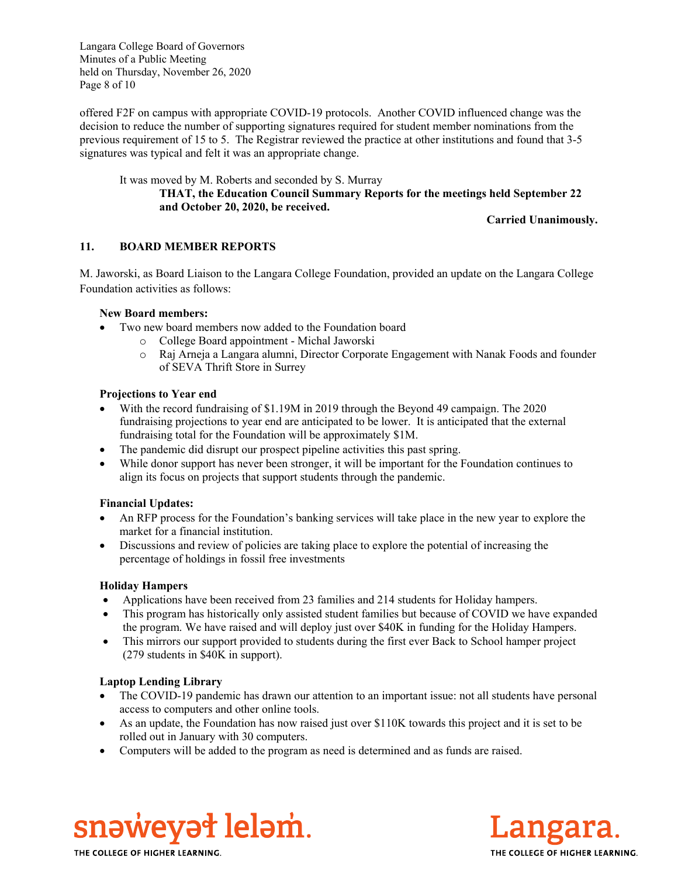offered F2F on campus with appropriate COVID-19 protocols. Another COVID influenced change was the decision to reduce the number of supporting signatures required for student member nominations from the previous requirement of 15 to 5. The Registrar reviewed the practice at other institutions and found that 3-5 signatures was typical and felt it was an appropriate change.

It was moved by M. Roberts and seconded by S. Murray

**THAT, the Education Council Summary Reports for the meetings held September 22 and October 20, 2020, be received.**

**Carried Unanimously.**

## 11. BOARD MEMBER REPORTS

M. Jaworski, as Board Liaison to the Langara College Foundation, provided an update on the Langara College Foundation activities as follows:

**New Board members:**

- Two new board members now added to the Foundation board
  - College Board appointment - Michal Jaworski
  - Raj Arneja a Langara alumni, Director Corporate Engagement with Nanak Foods and founder of SEVA Thrift Store in Surrey

**Projections to Year end**

- With the record fundraising of $1.19M in 2019 through the Beyond 49 campaign. The 2020 fundraising projections to year end are anticipated to be lower. It is anticipated that the external fundraising total for the Foundation will be approximately $1M.
- The pandemic did disrupt our prospect pipeline activities this past spring.
- While donor support has never been stronger, it will be important for the Foundation continues to align its focus on projects that support students through the pandemic.

**Financial Updates:**

- An RFP process for the Foundation's banking services will take place in the new year to explore the market for a financial institution.
- Discussions and review of policies are taking place to explore the potential of increasing the percentage of holdings in fossil free investments

**Holiday Hampers**

- Applications have been received from 23 families and 214 students for Holiday hampers.
- This program has historically only assisted student families but because of COVID we have expanded the program. We have raised and will deploy just over $40K in funding for the Holiday Hampers.
- This mirrors our support provided to students during the first ever Back to School hamper project (279 students in $40K in support).

**Laptop Lending Library**

- The COVID-19 pandemic has drawn our attention to an important issue: not all students have personal access to computers and other online tools.
- As an update, the Foundation has now raised just over $110K towards this project and it is set to be rolled out in January with 30 computers.
- Computers will be added to the program as need is determined and as funds are raised.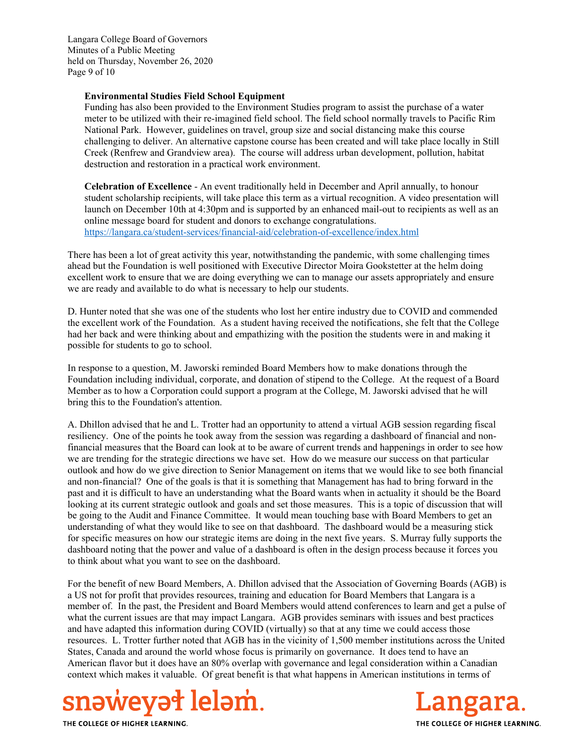**Environmental Studies Field School Equipment**
Funding has also been provided to the Environment Studies program to assist the purchase of a water meter to be utilized with their re-imagined field school. The field school normally travels to Pacific Rim National Park. However, guidelines on travel, group size and social distancing make this course challenging to deliver. An alternative capstone course has been created and will take place locally in Still Creek (Renfrew and Grandview area). The course will address urban development, pollution, habitat destruction and restoration in a practical work environment.

**Celebration of Excellence** - An event traditionally held in December and April annually, to honour student scholarship recipients, will take place this term as a virtual recognition. A video presentation will launch on December 10th at 4:30pm and is supported by an enhanced mail-out to recipients as well as an online message board for student and donors to exchange congratulations.
https://langara.ca/student-services/financial-aid/celebration-of-excellence/index.html

There has been a lot of great activity this year, notwithstanding the pandemic, with some challenging times ahead but the Foundation is well positioned with Executive Director Moira Gookstetter at the helm doing excellent work to ensure that we are doing everything we can to manage our assets appropriately and ensure we are ready and available to do what is necessary to help our students.

D. Hunter noted that she was one of the students who lost her entire industry due to COVID and commended the excellent work of the Foundation. As a student having received the notifications, she felt that the College had her back and were thinking about and empathizing with the position the students were in and making it possible for students to go to school.

In response to a question, M. Jaworski reminded Board Members how to make donations through the Foundation including individual, corporate, and donation of stipend to the College. At the request of a Board Member as to how a Corporation could support a program at the College, M. Jaworski advised that he will bring this to the Foundation's attention.

A. Dhillon advised that he and L. Trotter had an opportunity to attend a virtual AGB session regarding fiscal resiliency. One of the points he took away from the session was regarding a dashboard of financial and non-financial measures that the Board can look at to be aware of current trends and happenings in order to see how we are trending for the strategic directions we have set. How do we measure our success on that particular outlook and how do we give direction to Senior Management on items that we would like to see both financial and non-financial? One of the goals is that it is something that Management has had to bring forward in the past and it is difficult to have an understanding what the Board wants when in actuality it should be the Board looking at its current strategic outlook and goals and set those measures. This is a topic of discussion that will be going to the Audit and Finance Committee. It would mean touching base with Board Members to get an understanding of what they would like to see on that dashboard. The dashboard would be a measuring stick for specific measures on how our strategic items are doing in the next five years. S. Murray fully supports the dashboard noting that the power and value of a dashboard is often in the design process because it forces you to think about what you want to see on the dashboard.

For the benefit of new Board Members, A. Dhillon advised that the Association of Governing Boards (AGB) is a US not for profit that provides resources, training and education for Board Members that Langara is a member of. In the past, the President and Board Members would attend conferences to learn and get a pulse of what the current issues are that may impact Langara. AGB provides seminars with issues and best practices and have adapted this information during COVID (virtually) so that at any time we could access those resources. L. Trotter further noted that AGB has in the vicinity of 1,500 member institutions across the United States, Canada and around the world whose focus is primarily on governance. It does tend to have an American flavor but it does have an 80% overlap with governance and legal consideration within a Canadian context which makes it valuable. Of great benefit is that what happens in American institutions in terms of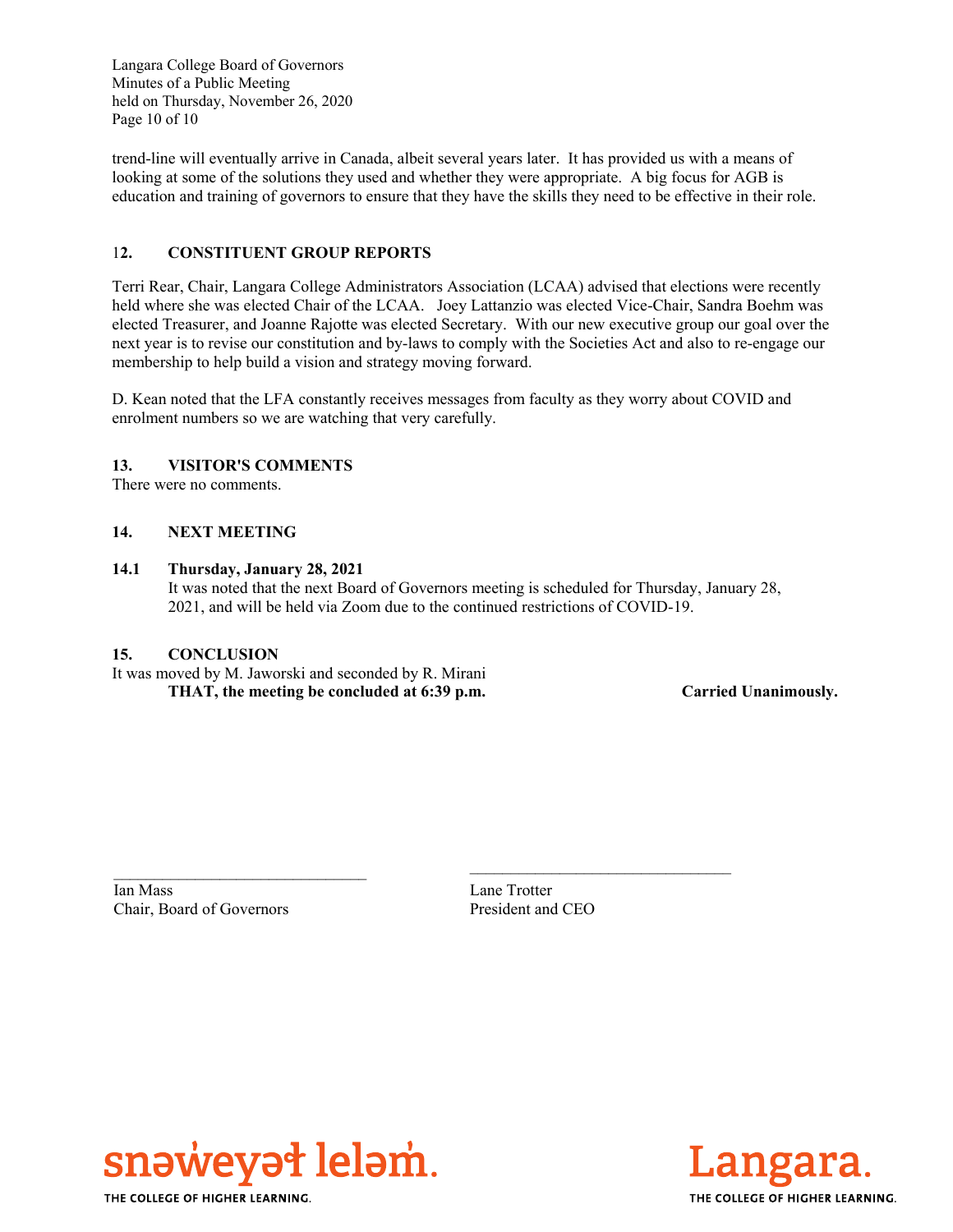trend-line will eventually arrive in Canada, albeit several years later. It has provided us with a means of looking at some of the solutions they used and whether they were appropriate. A big focus for AGB is education and training of governors to ensure that they have the skills they need to be effective in their role.

## 12. CONSTITUENT GROUP REPORTS

Terri Rear, Chair, Langara College Administrators Association (LCAA) advised that elections were recently held where she was elected Chair of the LCAA. Joey Lattanzio was elected Vice-Chair, Sandra Boehm was elected Treasurer, and Joanne Rajotte was elected Secretary. With our new executive group our goal over the next year is to revise our constitution and by-laws to comply with the Societies Act and also to re-engage our membership to help build a vision and strategy moving forward.

D. Kean noted that the LFA constantly receives messages from faculty as they worry about COVID and enrolment numbers so we are watching that very carefully.

## 13. VISITOR'S COMMENTS

There were no comments.

## 14. NEXT MEETING

### 14.1 Thursday, January 28, 2021

It was noted that the next Board of Governors meeting is scheduled for Thursday, January 28, 2021, and will be held via Zoom due to the continued restrictions of COVID-19.

## 15. CONCLUSION

It was moved by M. Jaworski and seconded by R. Mirani

**THAT, the meeting be concluded at 6:39 p.m.** **Carried Unanimously.**

\_\_\_\_\_\_\_\_\_\_\_\_\_\_\_\_\_\_\_\_\_\_\_\_\_\_\_\_\_\_\_
Ian Mass
Chair, Board of Governors

\_\_\_\_\_\_\_\_\_\_\_\_\_\_\_\_\_\_\_\_\_\_\_\_\_\_\_\_\_\_\_
Lane Trotter
President and CEO

snəw̓eyəɬ leləm̓.
THE COLLEGE OF HIGHER LEARNING.

Langara.
THE COLLEGE OF HIGHER LEARNING.